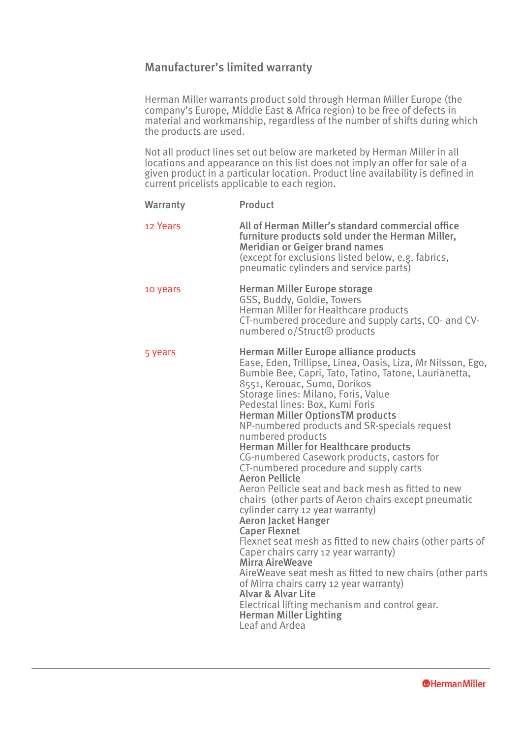## Manufacturer's limited warranty

Herman Miller warrants product sold through Herman Miller Europe (the company's Europe, Middle East & Africa region) to be free of defects in material and workmanship, regardless of the number of shifts during which the products are used.

Not all product lines set out below are marketed by Herman Miller in all locations and appearance on this list does not imply an offer for sale of a given product in a particular location. Product line availability is defined in current pricelists applicable to each region.

| Warranty | Product |
|---|---|
| 12 Years | **All of Herman Miller's standard commercial office furniture products sold under the Herman Miller, Meridian or Geiger brand names**<br>(except for exclusions listed below, e.g. fabrics, pneumatic cylinders and service parts) |
| 10 years | **Herman Miller Europe storage**<br>GSS, Buddy, Goldie, Towers<br>Herman Miller for Healthcare products<br>CT-numbered procedure and supply carts, CO- and CV-numbered o/Struct® products |
| 5 years | **Herman Miller Europe alliance products**<br>Ease, Eden, Trillipse, Linea, Oasis, Liza, Mr Nilsson, Ego, Bumble Bee, Capri, Tato, Tatino, Tatone, Laurianetta, 8551, Kerouac, Sumo, Dorikos<br>Storage lines: Milano, Foris, Value<br>Pedestal lines: Box, Kumi Foris<br>**Herman Miller OptionsTM products**<br>NP-numbered products and SR-specials request numbered products<br>**Herman Miller for Healthcare products**<br>CG-numbered Casework products, castors for CT-numbered procedure and supply carts<br>**Aeron Pellicle**<br>Aeron Pellicle seat and back mesh as fitted to new chairs (other parts of Aeron chairs except pneumatic cylinder carry 12 year warranty)<br>**Aeron Jacket Hanger**<br>**Caper Flexnet**<br>Flexnet seat mesh as fitted to new chairs (other parts of Caper chairs carry 12 year warranty)<br>**Mirra AireWeave**<br>AireWeave seat mesh as fitted to new chairs (other parts of Mirra chairs carry 12 year warranty)<br>**Alvar & Alvar Lite**<br>Electrical lifting mechanism and control gear.<br>**Herman Miller Lighting**<br>Leaf and Ardea |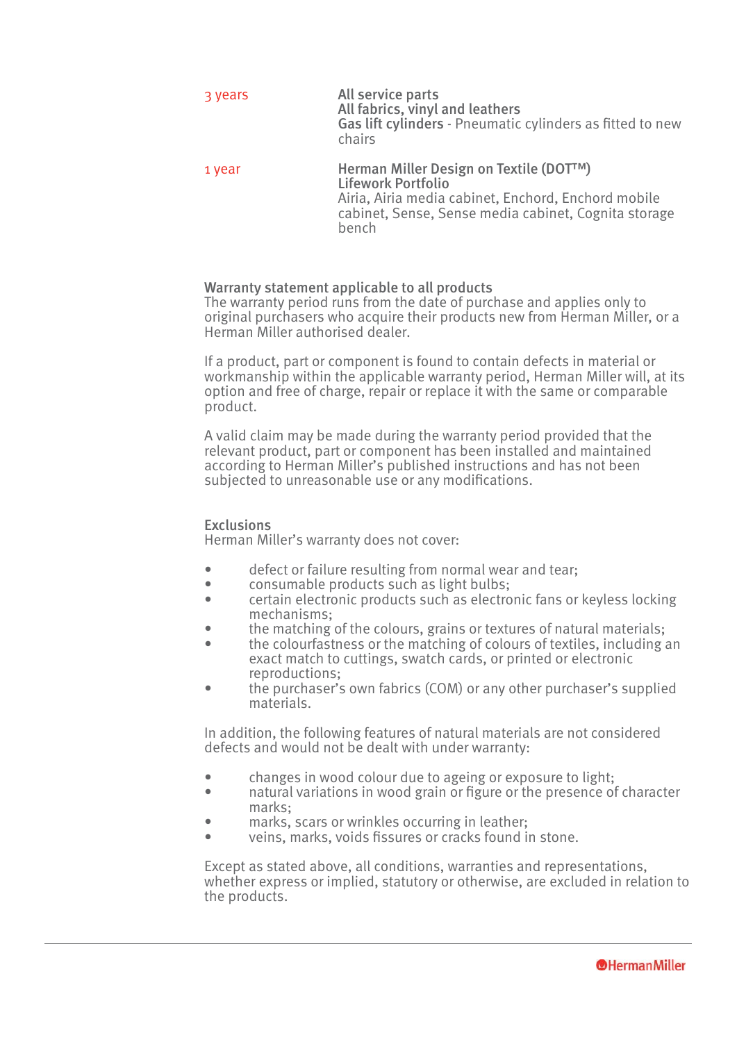| | |
|---|---|
| 3 years | **All service parts**<br>**All fabrics, vinyl and leathers**<br>**Gas lift cylinders** - Pneumatic cylinders as fitted to new chairs |
| 1 year | **Herman Miller Design on Textile (DOT™)**<br>**Lifework Portfolio**<br>Airia, Airia media cabinet, Enchord, Enchord mobile cabinet, Sense, Sense media cabinet, Cognita storage bench |

## Warranty statement applicable to all products

The warranty period runs from the date of purchase and applies only to original purchasers who acquire their products new from Herman Miller, or a Herman Miller authorised dealer.

If a product, part or component is found to contain defects in material or workmanship within the applicable warranty period, Herman Miller will, at its option and free of charge, repair or replace it with the same or comparable product.

A valid claim may be made during the warranty period provided that the relevant product, part or component has been installed and maintained according to Herman Miller's published instructions and has not been subjected to unreasonable use or any modifications.

## Exclusions

Herman Miller's warranty does not cover:

- defect or failure resulting from normal wear and tear;
- consumable products such as light bulbs;
- certain electronic products such as electronic fans or keyless locking mechanisms;
- the matching of the colours, grains or textures of natural materials;
- the colourfastness or the matching of colours of textiles, including an exact match to cuttings, swatch cards, or printed or electronic reproductions;
- the purchaser's own fabrics (COM) or any other purchaser's supplied materials.

In addition, the following features of natural materials are not considered defects and would not be dealt with under warranty:

- changes in wood colour due to ageing or exposure to light;
- natural variations in wood grain or figure or the presence of character marks;
- marks, scars or wrinkles occurring in leather;
- veins, marks, voids fissures or cracks found in stone.

Except as stated above, all conditions, warranties and representations, whether express or implied, statutory or otherwise, are excluded in relation to the products.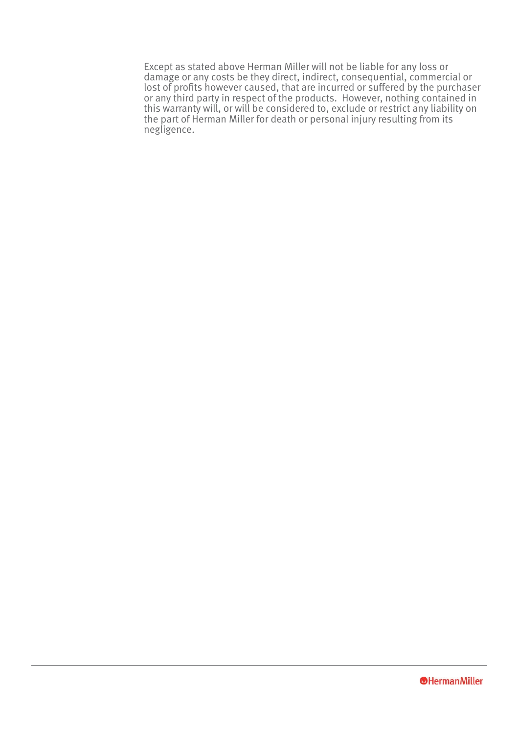Except as stated above Herman Miller will not be liable for any loss or damage or any costs be they direct, indirect, consequential, commercial or lost of profits however caused, that are incurred or suffered by the purchaser or any third party in respect of the products. However, nothing contained in this warranty will, or will be considered to, exclude or restrict any liability on the part of Herman Miller for death or personal injury resulting from its negligence.